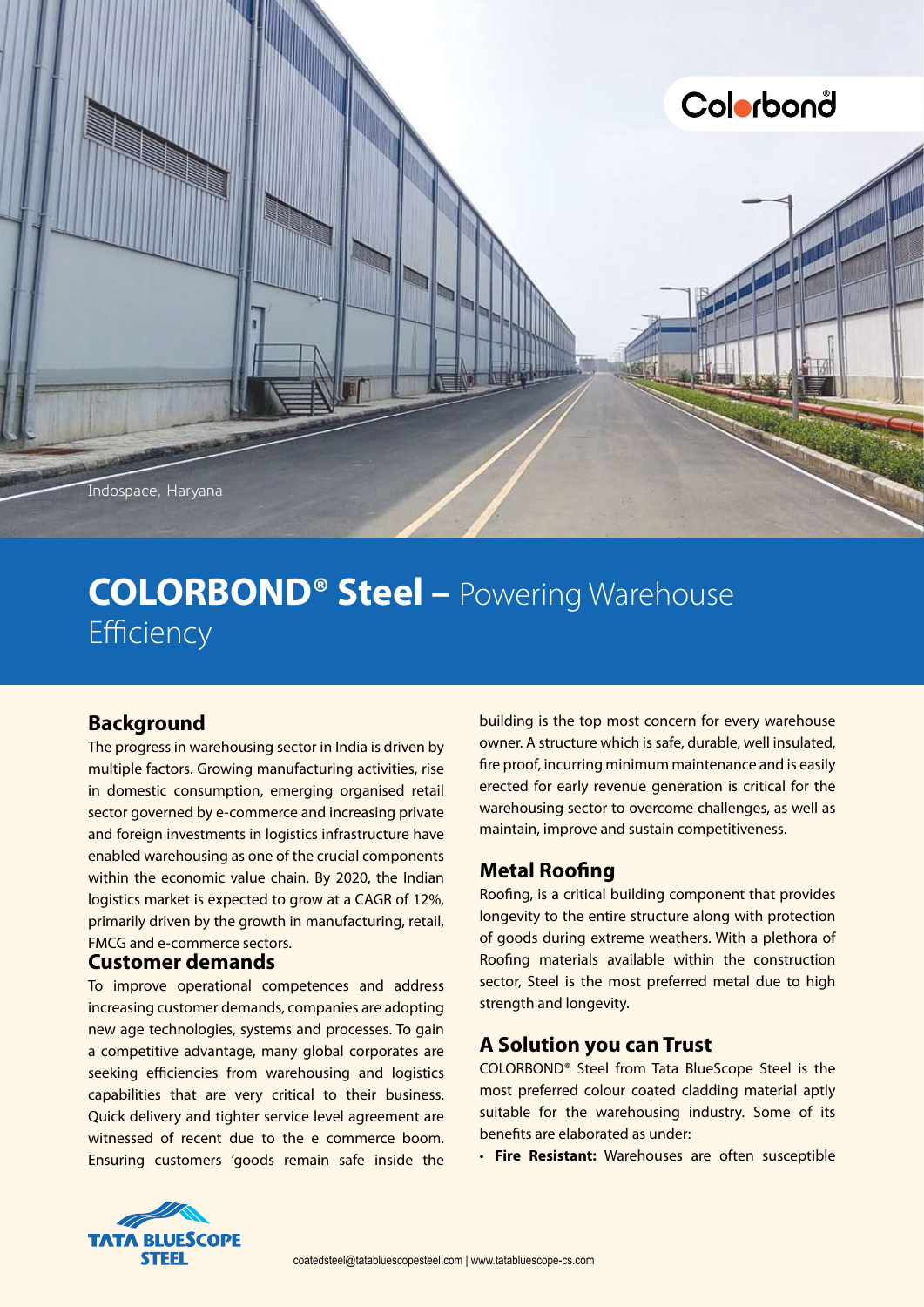Indospace, Haryana

# COLORBOND® Steel – Powering Warehouse Efficiency

## Background

The progress in warehousing sector in India is driven by multiple factors. Growing manufacturing activities, rise in domestic consumption, emerging organised retail sector governed by e-commerce and increasing private and foreign investments in logistics infrastructure have enabled warehousing as one of the crucial components within the economic value chain. By 2020, the Indian logistics market is expected to grow at a CAGR of 12%, primarily driven by the growth in manufacturing, retail, FMCG and e-commerce sectors.

## Customer demands

To improve operational competences and address increasing customer demands, companies are adopting new age technologies, systems and processes. To gain a competitive advantage, many global corporates are seeking efficiencies from warehousing and logistics capabilities that are very critical to their business. Quick delivery and tighter service level agreement are witnessed of recent due to the e commerce boom. Ensuring customers 'goods remain safe inside the building is the top most concern for every warehouse owner. A structure which is safe, durable, well insulated, fire proof, incurring minimum maintenance and is easily erected for early revenue generation is critical for the warehousing sector to overcome challenges, as well as maintain, improve and sustain competitiveness.

## Metal Roofing

Roofing, is a critical building component that provides longevity to the entire structure along with protection of goods during extreme weathers. With a plethora of Roofing materials available within the construction sector, Steel is the most preferred metal due to high strength and longevity.

## A Solution you can Trust

COLORBOND® Steel from Tata BlueScope Steel is the most preferred colour coated cladding material aptly suitable for the warehousing industry. Some of its benefits are elaborated as under:

- **Fire Resistant:** Warehouses are often susceptible

coatedsteel@tatabluescopesteel.com | www.tatabluescope-cs.com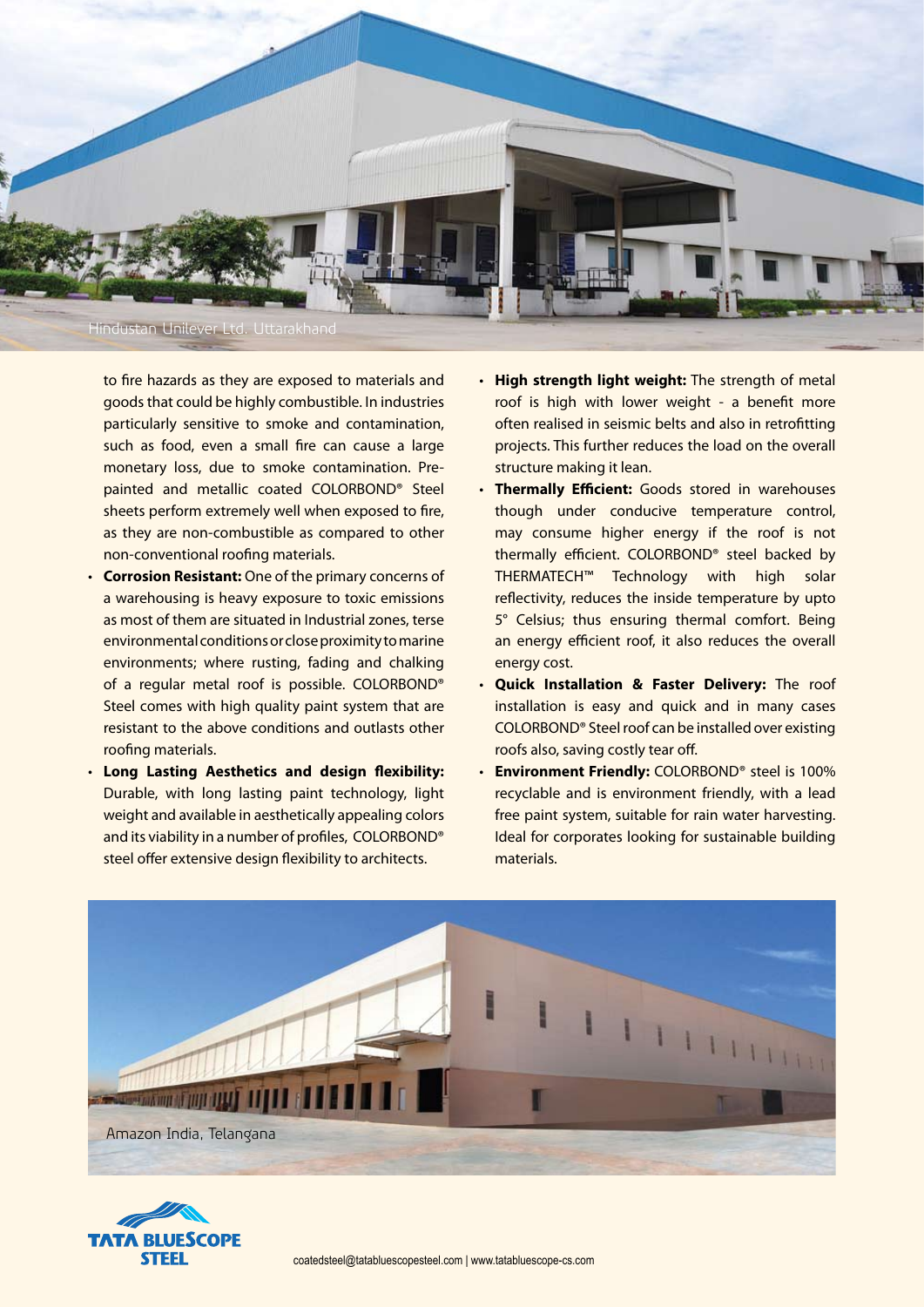Hindustan Unilever Ltd. Uttarakhand

to fire hazards as they are exposed to materials and goods that could be highly combustible. In industries particularly sensitive to smoke and contamination, such as food, even a small fire can cause a large monetary loss, due to smoke contamination. Pre-painted and metallic coated COLORBOND® Steel sheets perform extremely well when exposed to fire, as they are non-combustible as compared to other non-conventional roofing materials.

- **Corrosion Resistant:** One of the primary concerns of a warehousing is heavy exposure to toxic emissions as most of them are situated in Industrial zones, terse environmental conditions or close proximity to marine environments; where rusting, fading and chalking of a regular metal roof is possible. COLORBOND® Steel comes with high quality paint system that are resistant to the above conditions and outlasts other roofing materials.
- **Long Lasting Aesthetics and design flexibility:** Durable, with long lasting paint technology, light weight and available in aesthetically appealing colors and its viability in a number of profiles, COLORBOND® steel offer extensive design flexibility to architects.
- **High strength light weight:** The strength of metal roof is high with lower weight - a benefit more often realised in seismic belts and also in retrofitting projects. This further reduces the load on the overall structure making it lean.
- **Thermally Efficient:** Goods stored in warehouses though under conducive temperature control, may consume higher energy if the roof is not thermally efficient. COLORBOND® steel backed by THERMATECH™ Technology with high solar reflectivity, reduces the inside temperature by upto 5° Celsius; thus ensuring thermal comfort. Being an energy efficient roof, it also reduces the overall energy cost.
- **Quick Installation & Faster Delivery:** The roof installation is easy and quick and in many cases COLORBOND® Steel roof can be installed over existing roofs also, saving costly tear off.
- **Environment Friendly:** COLORBOND® steel is 100% recyclable and is environment friendly, with a lead free paint system, suitable for rain water harvesting. Ideal for corporates looking for sustainable building materials.

Amazon India, Telangana

TATA BLUESCOPE STEEL

coatedsteel@tatabluescopesteel.com | www.tatabluescope-cs.com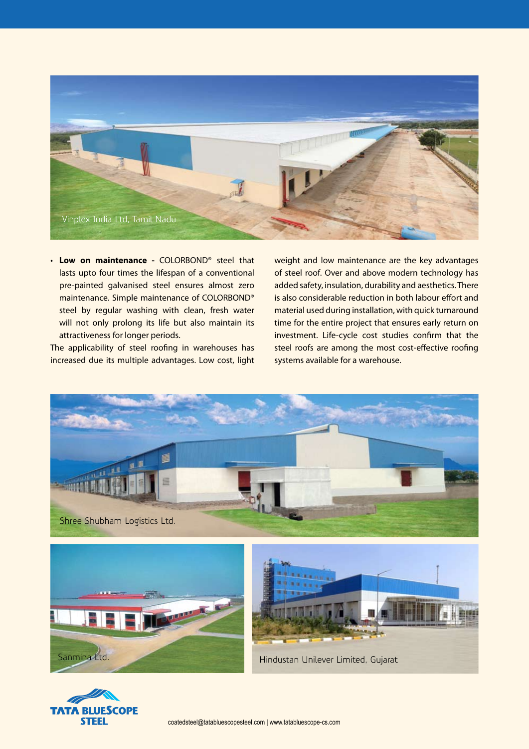Vinplex India Ltd, Tamil Nadu

- **Low on maintenance -** COLORBOND® steel that lasts upto four times the lifespan of a conventional pre-painted galvanised steel ensures almost zero maintenance. Simple maintenance of COLORBOND® steel by regular washing with clean, fresh water will not only prolong its life but also maintain its attractiveness for longer periods.

The applicability of steel roofing in warehouses has increased due its multiple advantages. Low cost, light weight and low maintenance are the key advantages of steel roof. Over and above modern technology has added safety, insulation, durability and aesthetics. There is also considerable reduction in both labour effort and material used during installation, with quick turnaround time for the entire project that ensures early return on investment. Life-cycle cost studies confirm that the steel roofs are among the most cost-effective roofing systems available for a warehouse.

Shree Shubham Logistics Ltd.

Sanmina Ltd.

Hindustan Unilever Limited, Gujarat

TATA BLUESCOPE STEEL

coatedsteel@tatabluescopesteel.com | www.tatabluescope-cs.com